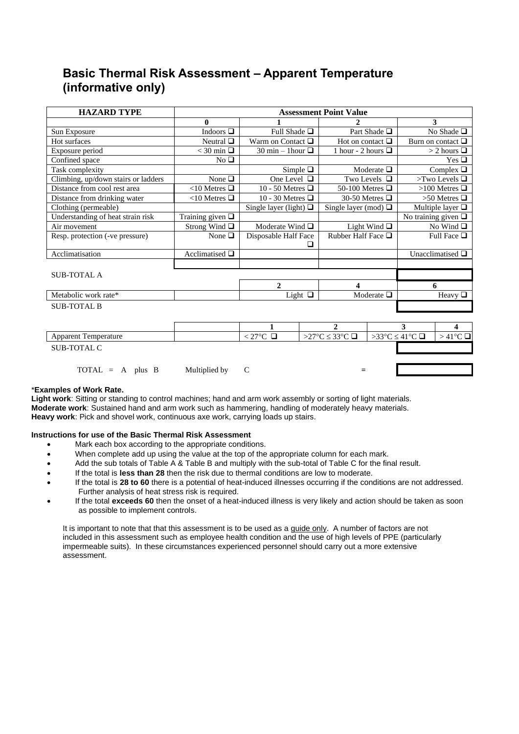# Basic Thermal Risk Assessment – Apparent Temperature (informative only)

| HAZARD TYPE | Assessment Point Value | | | |
|---|---|---|---|---|
| | **0** | **1** | **2** | **3** |
| Sun Exposure | Indoors ❑ | Full Shade ❑ | Part Shade ❑ | No Shade ❑ |
| Hot surfaces | Neutral ❑ | Warm on Contact ❑ | Hot on contact ❑ | Burn on contact ❑ |
| Exposure period | < 30 min ❑ | 30 min – 1hour ❑ | 1 hour - 2 hours ❑ | > 2 hours ❑ |
| Confined space | No ❑ | | | Yes ❑ |
| Task complexity | | Simple ❑ | Moderate ❑ | Complex ❑ |
| Climbing, up/down stairs or ladders | None ❑ | One Level ❑ | Two Levels ❑ | >Two Levels ❑ |
| Distance from cool rest area | <10 Metres ❑ | 10 - 50 Metres ❑ | 50-100 Metres ❑ | >100 Metres ❑ |
| Distance from drinking water | <10 Metres ❑ | 10 - 30 Metres ❑ | 30-50 Metres ❑ | >50 Metres ❑ |
| Clothing (permeable) | | Single layer (light) ❑ | Single layer (mod) ❑ | Multiple layer ❑ |
| Understanding of heat strain risk | Training given ❑ | | | No training given ❑ |
| Air movement | Strong Wind ❑ | Moderate Wind ❑ | Light Wind ❑ | No Wind ❑ |
| Resp. protection (-ve pressure) | None ❑ | Disposable Half Face ❑ | Rubber Half Face ❑ | Full Face ❑ |
| Acclimatisation | Acclimatised ❑ | | | Unacclimatised ❑ |
| | | | | |
| SUB-TOTAL A | | | | |
| | | **2** | **4** | **6** |
| Metabolic work rate* | | Light ❑ | Moderate ❑ | Heavy ❑ |
| SUB-TOTAL B | | | | |

| | | 1 | 2 | 3 | 4 |
|---|---|---|---|---|---|
| Apparent Temperature | | < 27°C ❑ | >27°C ≤ 33°C ❑ | >33°C ≤ 41°C ❑ | > 41°C ❑ |
| SUB-TOTAL C | | | | | |

TOTAL = A plus B Multiplied by C =

***Examples of Work Rate.**

**Light work**: Sitting or standing to control machines; hand and arm work assembly or sorting of light materials.
**Moderate work**: Sustained hand and arm work such as hammering, handling of moderately heavy materials.
**Heavy work**: Pick and shovel work, continuous axe work, carrying loads up stairs.

**Instructions for use of the Basic Thermal Risk Assessment**

- Mark each box according to the appropriate conditions.
- When complete add up using the value at the top of the appropriate column for each mark.
- Add the sub totals of Table A & Table B and multiply with the sub-total of Table C for the final result.
- If the total is **less than 28** then the risk due to thermal conditions are low to moderate.
- If the total is **28 to 60** there is a potential of heat-induced illnesses occurring if the conditions are not addressed. Further analysis of heat stress risk is required.
- If the total **exceeds 60** then the onset of a heat-induced illness is very likely and action should be taken as soon as possible to implement controls.

It is important to note that that this assessment is to be used as a guide only. A number of factors are not included in this assessment such as employee health condition and the use of high levels of PPE (particularly impermeable suits). In these circumstances experienced personnel should carry out a more extensive assessment.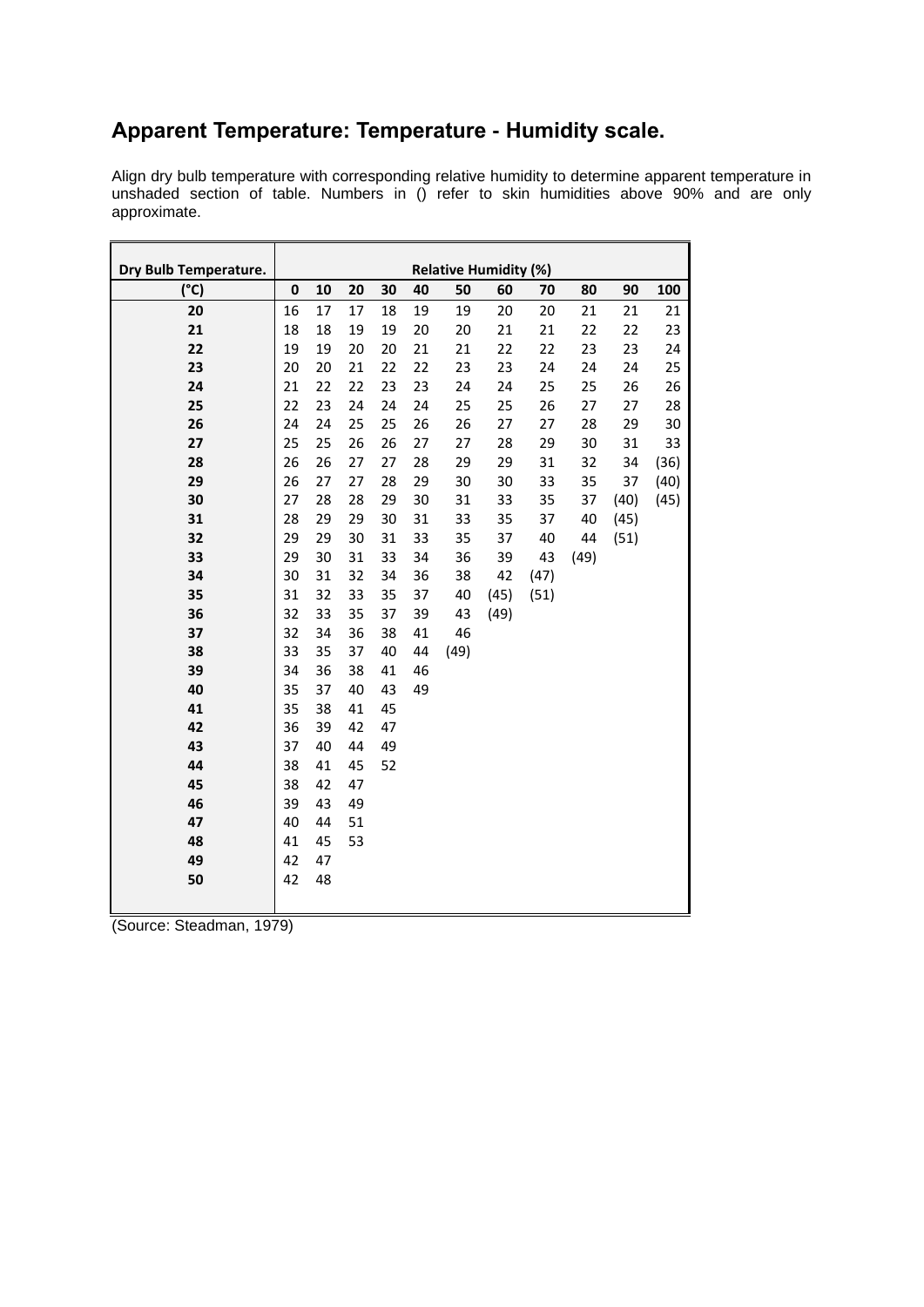## Apparent Temperature: Temperature - Humidity scale.

Align dry bulb temperature with corresponding relative humidity to determine apparent temperature in unshaded section of table. Numbers in () refer to skin humidities above 90% and are only approximate.

| **Dry Bulb Temperature.** | **Relative Humidity (%)** | | | | | | | | | | |
|---|---|---|---|---|---|---|---|---|---|---|---|
| **(°C)** | **0** | **10** | **20** | **30** | **40** | **50** | **60** | **70** | **80** | **90** | **100** |
| **20** | 16 | 17 | 17 | 18 | 19 | 19 | 20 | 20 | 21 | 21 | 21 |
| **21** | 18 | 18 | 19 | 19 | 20 | 20 | 21 | 21 | 22 | 22 | 23 |
| **22** | 19 | 19 | 20 | 20 | 21 | 21 | 22 | 22 | 23 | 23 | 24 |
| **23** | 20 | 20 | 21 | 22 | 22 | 23 | 23 | 24 | 24 | 24 | 25 |
| **24** | 21 | 22 | 22 | 23 | 23 | 24 | 24 | 25 | 25 | 26 | 26 |
| **25** | 22 | 23 | 24 | 24 | 24 | 25 | 25 | 26 | 27 | 27 | 28 |
| **26** | 24 | 24 | 25 | 25 | 26 | 26 | 27 | 27 | 28 | 29 | 30 |
| **27** | 25 | 25 | 26 | 26 | 27 | 27 | 28 | 29 | 30 | 31 | 33 |
| **28** | 26 | 26 | 27 | 27 | 28 | 29 | 29 | 31 | 32 | 34 | (36) |
| **29** | 26 | 27 | 27 | 28 | 29 | 30 | 30 | 33 | 35 | 37 | (40) |
| **30** | 27 | 28 | 28 | 29 | 30 | 31 | 33 | 35 | 37 | (40) | (45) |
| **31** | 28 | 29 | 29 | 30 | 31 | 33 | 35 | 37 | 40 | (45) | |
| **32** | 29 | 29 | 30 | 31 | 33 | 35 | 37 | 40 | 44 | (51) | |
| **33** | 29 | 30 | 31 | 33 | 34 | 36 | 39 | 43 | (49) | | |
| **34** | 30 | 31 | 32 | 34 | 36 | 38 | 42 | (47) | | | |
| **35** | 31 | 32 | 33 | 35 | 37 | 40 | (45) | (51) | | | |
| **36** | 32 | 33 | 35 | 37 | 39 | 43 | (49) | | | | |
| **37** | 32 | 34 | 36 | 38 | 41 | 46 | | | | | |
| **38** | 33 | 35 | 37 | 40 | 44 | (49) | | | | | |
| **39** | 34 | 36 | 38 | 41 | 46 | | | | | | |
| **40** | 35 | 37 | 40 | 43 | 49 | | | | | | |
| **41** | 35 | 38 | 41 | 45 | | | | | | | |
| **42** | 36 | 39 | 42 | 47 | | | | | | | |
| **43** | 37 | 40 | 44 | 49 | | | | | | | |
| **44** | 38 | 41 | 45 | 52 | | | | | | | |
| **45** | 38 | 42 | 47 | | | | | | | | |
| **46** | 39 | 43 | 49 | | | | | | | | |
| **47** | 40 | 44 | 51 | | | | | | | | |
| **48** | 41 | 45 | 53 | | | | | | | | |
| **49** | 42 | 47 | | | | | | | | | |
| **50** | 42 | 48 | | | | | | | | | |

(Source: Steadman, 1979)